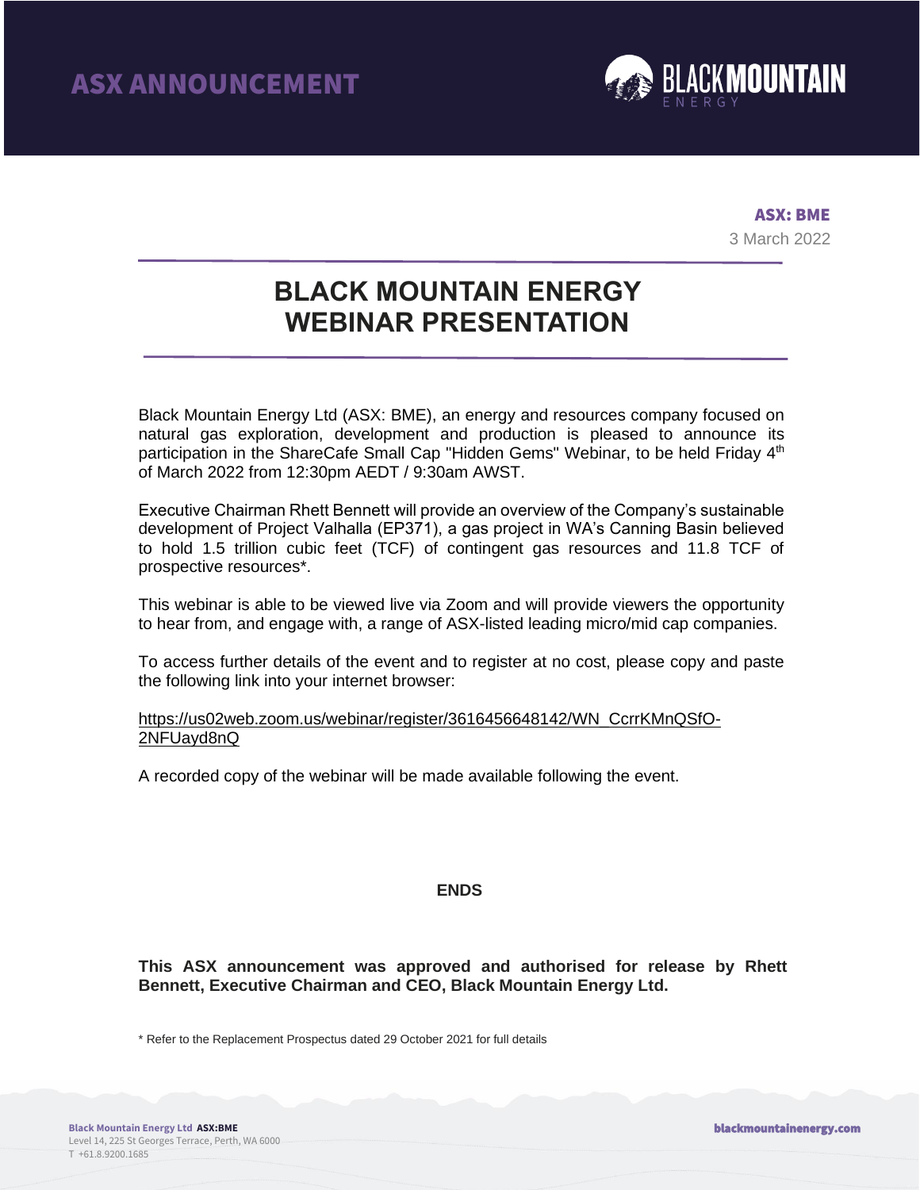# ASX ANNOUNCEMENT

**ASX: BME**

3 March 2022

# BLACK MOUNTAIN ENERGY WEBINAR PRESENTATION

Black Mountain Energy Ltd (ASX: BME), an energy and resources company focused on natural gas exploration, development and production is pleased to announce its participation in the ShareCafe Small Cap "Hidden Gems" Webinar, to be held Friday 4th of March 2022 from 12:30pm AEDT / 9:30am AWST.

Executive Chairman Rhett Bennett will provide an overview of the Company's sustainable development of Project Valhalla (EP371), a gas project in WA's Canning Basin believed to hold 1.5 trillion cubic feet (TCF) of contingent gas resources and 11.8 TCF of prospective resources*.

This webinar is able to be viewed live via Zoom and will provide viewers the opportunity to hear from, and engage with, a range of ASX-listed leading micro/mid cap companies.

To access further details of the event and to register at no cost, please copy and paste the following link into your internet browser:

https://us02web.zoom.us/webinar/register/3616456648142/WN_CcrrKMnQSfO-2NFUayd8nQ

A recorded copy of the webinar will be made available following the event.

**ENDS**

**This ASX announcement was approved and authorised for release by Rhett Bennett, Executive Chairman and CEO, Black Mountain Energy Ltd.**

\* Refer to the Replacement Prospectus dated 29 October 2021 for full details

**Black Mountain Energy Ltd ASX:BME**
Level 14, 225 St Georges Terrace, Perth, WA 6000
T +61.8.9200.1685

blackmountainenergy.com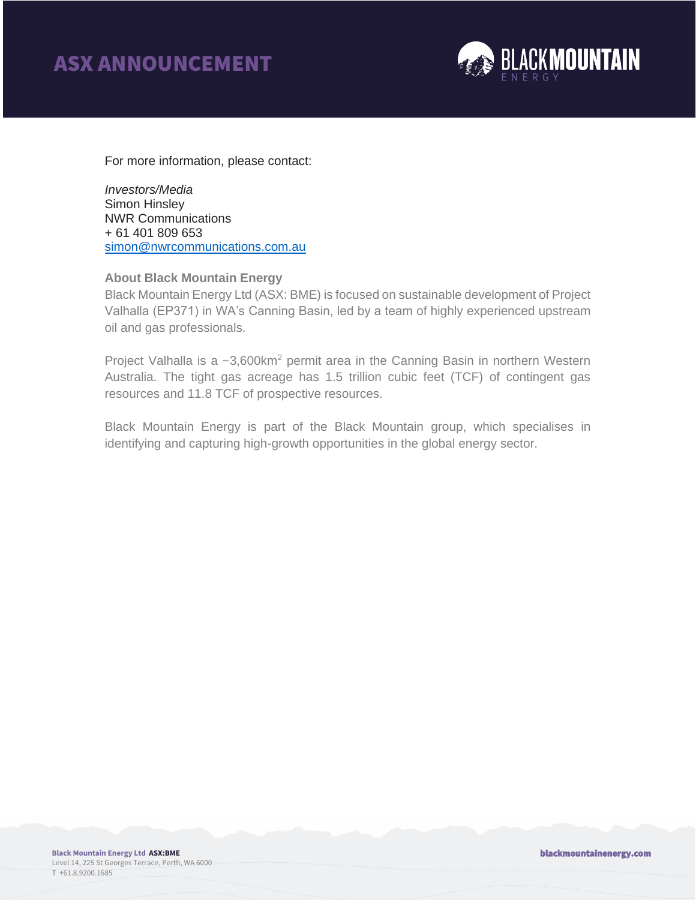For more information, please contact:

*Investors/Media*
Simon Hinsley
NWR Communications
+ 61 401 809 653
simon@nwrcommunications.com.au

**About Black Mountain Energy**

Black Mountain Energy Ltd (ASX: BME) is focused on sustainable development of Project Valhalla (EP371) in WA's Canning Basin, led by a team of highly experienced upstream oil and gas professionals.

Project Valhalla is a ~3,600km$^2$ permit area in the Canning Basin in northern Western Australia. The tight gas acreage has 1.5 trillion cubic feet (TCF) of contingent gas resources and 11.8 TCF of prospective resources.

Black Mountain Energy is part of the Black Mountain group, which specialises in identifying and capturing high-growth opportunities in the global energy sector.